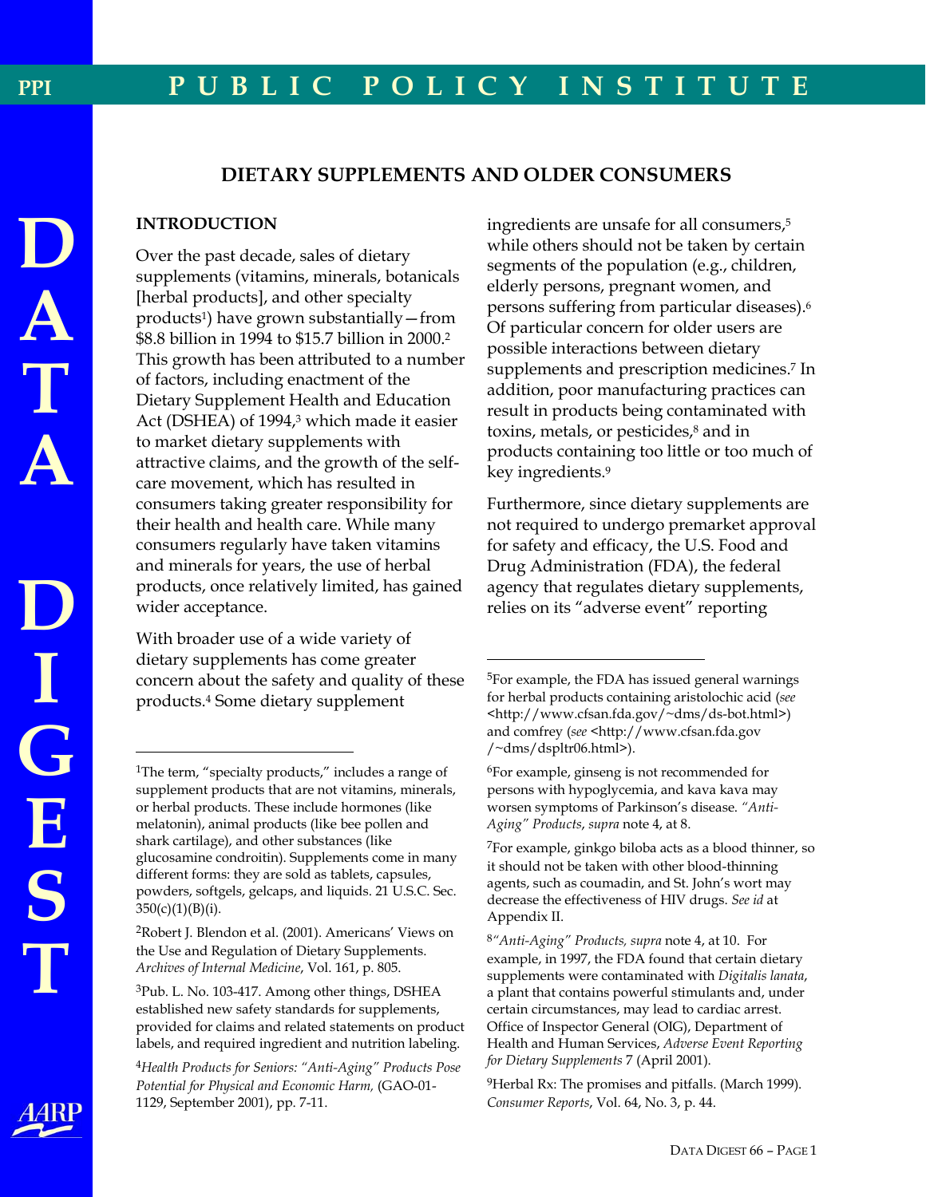# DIETARY SUPPLEMENTS AND OLDER CONSUMERS

## INTRODUCTION

Over the past decade, sales of dietary supplements (vitamins, minerals, botanicals [herbal products], and other specialty products[1]) have grown substantially—from $8.8 billion in 1994 to $15.7 billion in 2000.[2] This growth has been attributed to a number of factors, including enactment of the Dietary Supplement Health and Education Act (DSHEA) of 1994,[3] which made it easier to market dietary supplements with attractive claims, and the growth of the self-care movement, which has resulted in consumers taking greater responsibility for their health and health care. While many consumers regularly have taken vitamins and minerals for years, the use of herbal products, once relatively limited, has gained wider acceptance.

With broader use of a wide variety of dietary supplements has come greater concern about the safety and quality of these products.[4] Some dietary supplement ingredients are unsafe for all consumers,[5] while others should not be taken by certain segments of the population (e.g., children, elderly persons, pregnant women, and persons suffering from particular diseases).[6] Of particular concern for older users are possible interactions between dietary supplements and prescription medicines.[7] In addition, poor manufacturing practices can result in products being contaminated with toxins, metals, or pesticides,[8] and in products containing too little or too much of key ingredients.[9]

Furthermore, since dietary supplements are not required to undergo premarket approval for safety and efficacy, the U.S. Food and Drug Administration (FDA), the federal agency that regulates dietary supplements, relies on its "adverse event" reporting

---

[1]The term, "specialty products," includes a range of supplement products that are not vitamins, minerals, or herbal products. These include hormones (like melatonin), animal products (like bee pollen and shark cartilage), and other substances (like glucosamine condroitin). Supplements come in many different forms: they are sold as tablets, capsules, powders, softgels, gelcaps, and liquids. 21 U.S.C. Sec. 350(c)(1)(B)(i).

[2]Robert J. Blendon et al. (2001). Americans' Views on the Use and Regulation of Dietary Supplements. *Archives of Internal Medicine*, Vol. 161, p. 805.

[3]Pub. L. No. 103-417. Among other things, DSHEA established new safety standards for supplements, provided for claims and related statements on product labels, and required ingredient and nutrition labeling.

[4]*Health Products for Seniors: "Anti-Aging" Products Pose Potential for Physical and Economic Harm,* (GAO-01-1129, September 2001), pp. 7-11.

[5]For example, the FDA has issued general warnings for herbal products containing aristolochic acid (*see* <http://www.cfsan.fda.gov/~dms/ds-bot.html>) and comfrey (*see* <http://www.cfsan.fda.gov/~dms/dspltr06.html>).

[6]For example, ginseng is not recommended for persons with hypoglycemia, and kava kava may worsen symptoms of Parkinson's disease. *"Anti-Aging" Products*, *supra* note 4, at 8.

[7]For example, ginkgo biloba acts as a blood thinner, so it should not be taken with other blood-thinning agents, such as coumadin, and St. John's wort may decrease the effectiveness of HIV drugs. *See id* at Appendix II.

[8]*"Anti-Aging" Products, supra* note 4, at 10. For example, in 1997, the FDA found that certain dietary supplements were contaminated with *Digitalis lanata*, a plant that contains powerful stimulants and, under certain circumstances, may lead to cardiac arrest. Office of Inspector General (OIG), Department of Health and Human Services, *Adverse Event Reporting for Dietary Supplements* 7 (April 2001).

[9]Herbal Rx: The promises and pitfalls. (March 1999). *Consumer Reports*, Vol. 64, No. 3, p. 44.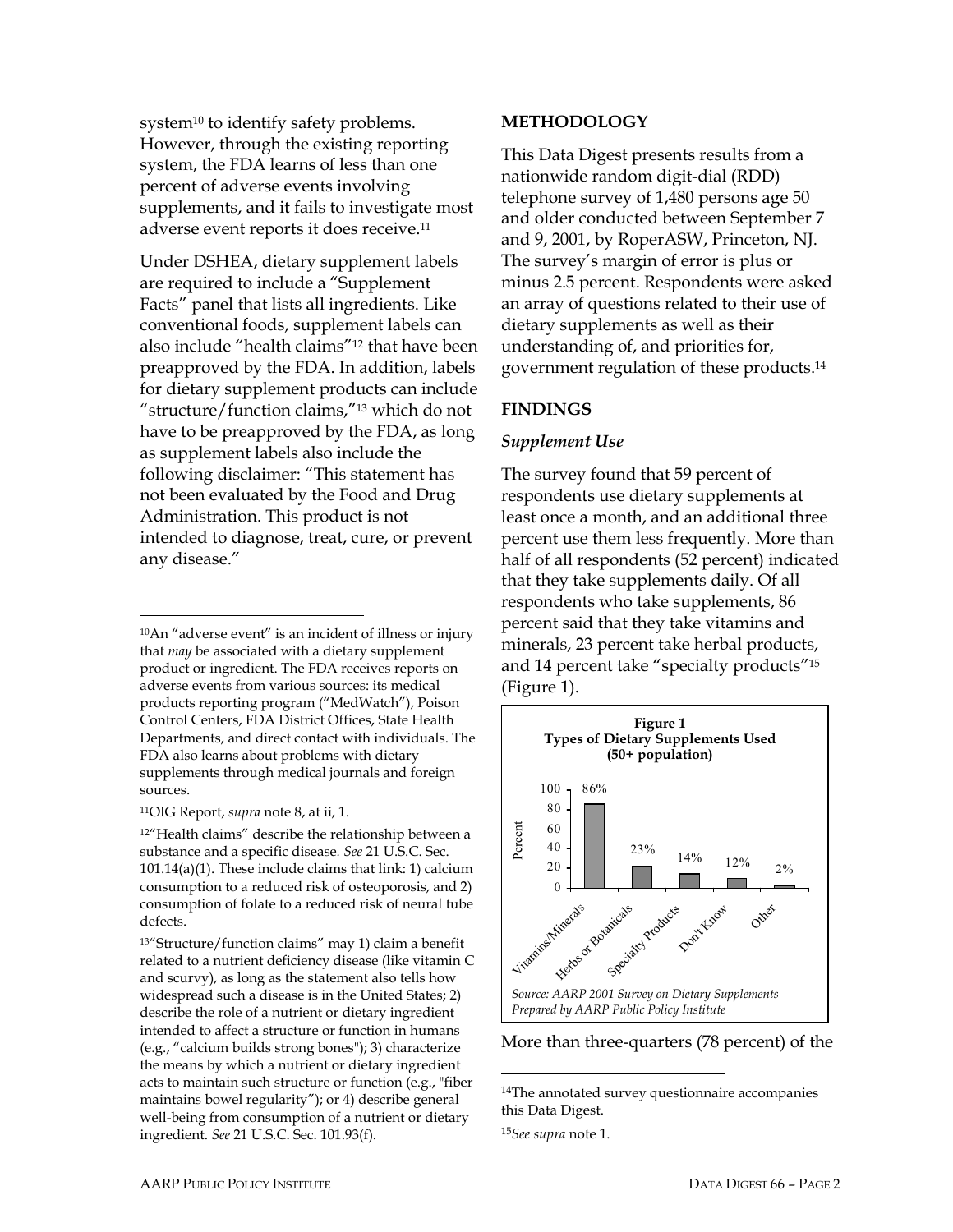system[10] to identify safety problems. However, through the existing reporting system, the FDA learns of less than one percent of adverse events involving supplements, and it fails to investigate most adverse event reports it does receive.[11]

Under DSHEA, dietary supplement labels are required to include a "Supplement Facts" panel that lists all ingredients. Like conventional foods, supplement labels can also include "health claims"[12] that have been preapproved by the FDA. In addition, labels for dietary supplement products can include "structure/function claims,"[13] which do not have to be preapproved by the FDA, as long as supplement labels also include the following disclaimer: "This statement has not been evaluated by the Food and Drug Administration. This product is not intended to diagnose, treat, cure, or prevent any disease."

## METHODOLOGY

This Data Digest presents results from a nationwide random digit-dial (RDD) telephone survey of 1,480 persons age 50 and older conducted between September 7 and 9, 2001, by RoperASW, Princeton, NJ. The survey's margin of error is plus or minus 2.5 percent. Respondents were asked an array of questions related to their use of dietary supplements as well as their understanding of, and priorities for, government regulation of these products.[14]

## FINDINGS

### *Supplement Use*

The survey found that 59 percent of respondents use dietary supplements at least once a month, and an additional three percent use them less frequently. More than half of all respondents (52 percent) indicated that they take supplements daily. Of all respondents who take supplements, 86 percent said that they take vitamins and minerals, 23 percent take herbal products, and 14 percent take "specialty products"[15] (Figure 1).

**Figure 1**
**Types of Dietary Supplements Used**
**(50+ population)**

| Type | Percent |
|---|---|
| Vitamins/Minerals | 86% |
| Herbs or Botanicals | 23% |
| Specialty Products | 14% |
| Don't Know | 12% |
| Other | 2% |

*Source: AARP 2001 Survey on Dietary Supplements*
*Prepared by AARP Public Policy Institute*

More than three-quarters (78 percent) of the

---

[10]An "adverse event" is an incident of illness or injury that *may* be associated with a dietary supplement product or ingredient. The FDA receives reports on adverse events from various sources: its medical products reporting program ("MedWatch"), Poison Control Centers, FDA District Offices, State Health Departments, and direct contact with individuals. The FDA also learns about problems with dietary supplements through medical journals and foreign sources.

[11]OIG Report, *supra* note 8, at ii, 1.

[12]"Health claims" describe the relationship between a substance and a specific disease. *See* 21 U.S.C. Sec. 101.14(a)(1). These include claims that link: 1) calcium consumption to a reduced risk of osteoporosis, and 2) consumption of folate to a reduced risk of neural tube defects.

[13]"Structure/function claims" may 1) claim a benefit related to a nutrient deficiency disease (like vitamin C and scurvy), as long as the statement also tells how widespread such a disease is in the United States; 2) describe the role of a nutrient or dietary ingredient intended to affect a structure or function in humans (e.g., "calcium builds strong bones"); 3) characterize the means by which a nutrient or dietary ingredient acts to maintain such structure or function (e.g., "fiber maintains bowel regularity"); or 4) describe general well-being from consumption of a nutrient or dietary ingredient. *See* 21 U.S.C. Sec. 101.93(f).

[14]The annotated survey questionnaire accompanies this Data Digest.

[15]*See supra* note 1.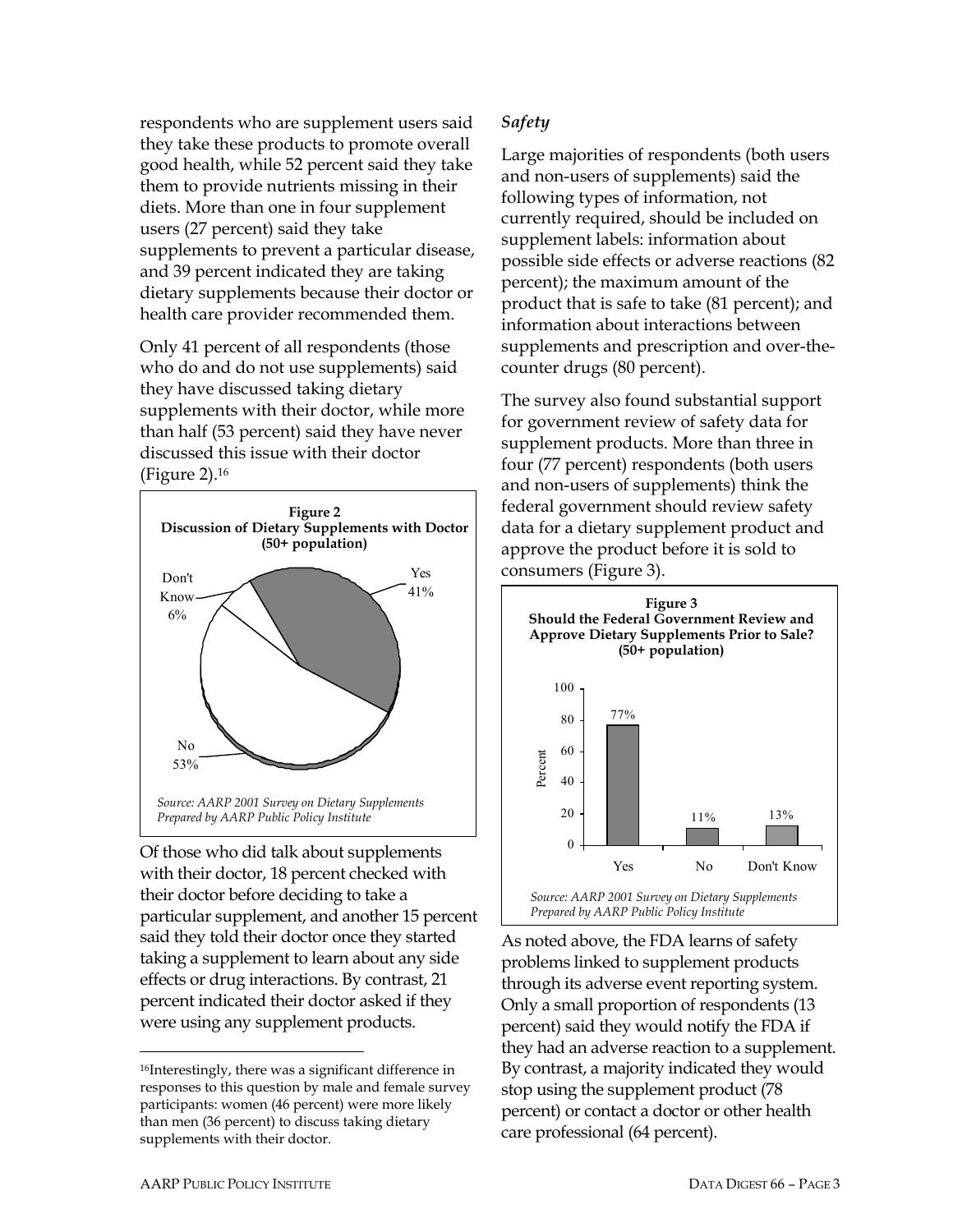respondents who are supplement users said they take these products to promote overall good health, while 52 percent said they take them to provide nutrients missing in their diets. More than one in four supplement users (27 percent) said they take supplements to prevent a particular disease, and 39 percent indicated they are taking dietary supplements because their doctor or health care provider recommended them.

Only 41 percent of all respondents (those who do and do not use supplements) said they have discussed taking dietary supplements with their doctor, while more than half (53 percent) said they have never discussed this issue with their doctor (Figure 2).[16]

**Figure 2**
**Discussion of Dietary Supplements with Doctor (50+ population)**

| Response | Percent |
|---|---|
| Yes | 41% |
| No | 53% |
| Don't Know | 6% |

*Source: AARP 2001 Survey on Dietary Supplements*
*Prepared by AARP Public Policy Institute*

Of those who did talk about supplements with their doctor, 18 percent checked with their doctor before deciding to take a particular supplement, and another 15 percent said they told their doctor once they started taking a supplement to learn about any side effects or drug interactions. By contrast, 21 percent indicated their doctor asked if they were using any supplement products.

### *Safety*

Large majorities of respondents (both users and non-users of supplements) said the following types of information, not currently required, should be included on supplement labels: information about possible side effects or adverse reactions (82 percent); the maximum amount of the product that is safe to take (81 percent); and information about interactions between supplements and prescription and over-the-counter drugs (80 percent).

The survey also found substantial support for government review of safety data for supplement products. More than three in four (77 percent) respondents (both users and non-users of supplements) think the federal government should review safety data for a dietary supplement product and approve the product before it is sold to consumers (Figure 3).

**Figure 3**
**Should the Federal Government Review and Approve Dietary Supplements Prior to Sale? (50+ population)**

| Response | Percent |
|---|---|
| Yes | 77% |
| No | 11% |
| Don't Know | 13% |

*Source: AARP 2001 Survey on Dietary Supplements*
*Prepared by AARP Public Policy Institute*

As noted above, the FDA learns of safety problems linked to supplement products through its adverse event reporting system. Only a small proportion of respondents (13 percent) said they would notify the FDA if they had an adverse reaction to a supplement. By contrast, a majority indicated they would stop using the supplement product (78 percent) or contact a doctor or other health care professional (64 percent).

---

[16] Interestingly, there was a significant difference in responses to this question by male and female survey participants: women (46 percent) were more likely than men (36 percent) to discuss taking dietary supplements with their doctor.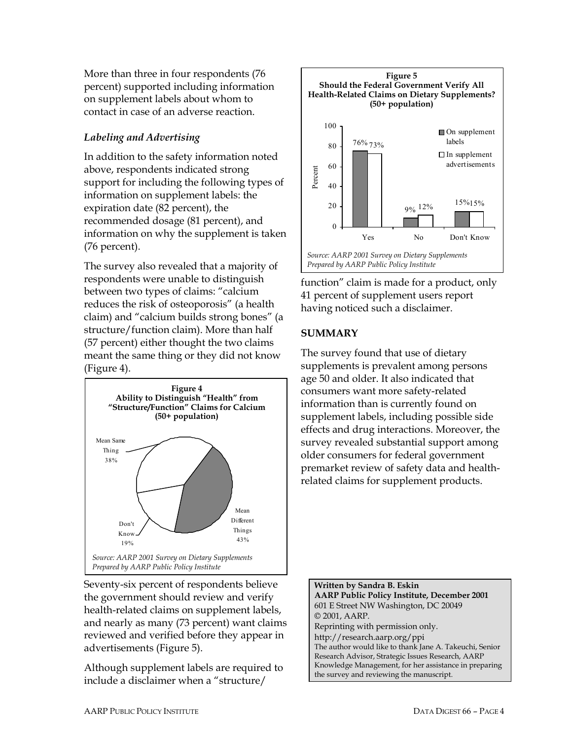More than three in four respondents (76 percent) supported including information on supplement labels about whom to contact in case of an adverse reaction.

### *Labeling and Advertising*

In addition to the safety information noted above, respondents indicated strong support for including the following types of information on supplement labels: the expiration date (82 percent), the recommended dosage (81 percent), and information on why the supplement is taken (76 percent).

The survey also revealed that a majority of respondents were unable to distinguish between two types of claims: "calcium reduces the risk of osteoporosis" (a health claim) and "calcium builds strong bones" (a structure/function claim). More than half (57 percent) either thought the two claims meant the same thing or they did not know (Figure 4).

**Figure 4**
**Ability to Distinguish "Health" from "Structure/Function" Claims for Calcium (50+ population)**

| Response | Percent |
|---|---|
| Mean Same Thing | 38% |
| Mean Different Things | 43% |
| Don't Know | 19% |

*Source: AARP 2001 Survey on Dietary Supplements*
*Prepared by AARP Public Policy Institute*

Seventy-six percent of respondents believe the government should review and verify health-related claims on supplement labels, and nearly as many (73 percent) want claims reviewed and verified before they appear in advertisements (Figure 5).

Although supplement labels are required to include a disclaimer when a "structure/function" claim is made for a product, only 41 percent of supplement users report having noticed such a disclaimer.

**Figure 5**
**Should the Federal Government Verify All Health-Related Claims on Dietary Supplements? (50+ population)**

| | On supplement labels | In supplement advertisements |
|---|---|---|
| Yes | 76% | 73% |
| No | 9% | 12% |
| Don't Know | 15% | 15% |

*Source: AARP 2001 Survey on Dietary Supplements*
*Prepared by AARP Public Policy Institute*

## SUMMARY

The survey found that use of dietary supplements is prevalent among persons age 50 and older. It also indicated that consumers want more safety-related information than is currently found on supplement labels, including possible side effects and drug interactions. Moreover, the survey revealed substantial support among older consumers for federal government premarket review of safety data and health-related claims for supplement products.

**Written by Sandra B. Eskin**
**AARP Public Policy Institute, December 2001**
601 E Street NW Washington, DC 20049
© 2001, AARP.
Reprinting with permission only.
http://research.aarp.org/ppi
The author would like to thank Jane A. Takeuchi, Senior Research Advisor, Strategic Issues Research, AARP Knowledge Management, for her assistance in preparing the survey and reviewing the manuscript.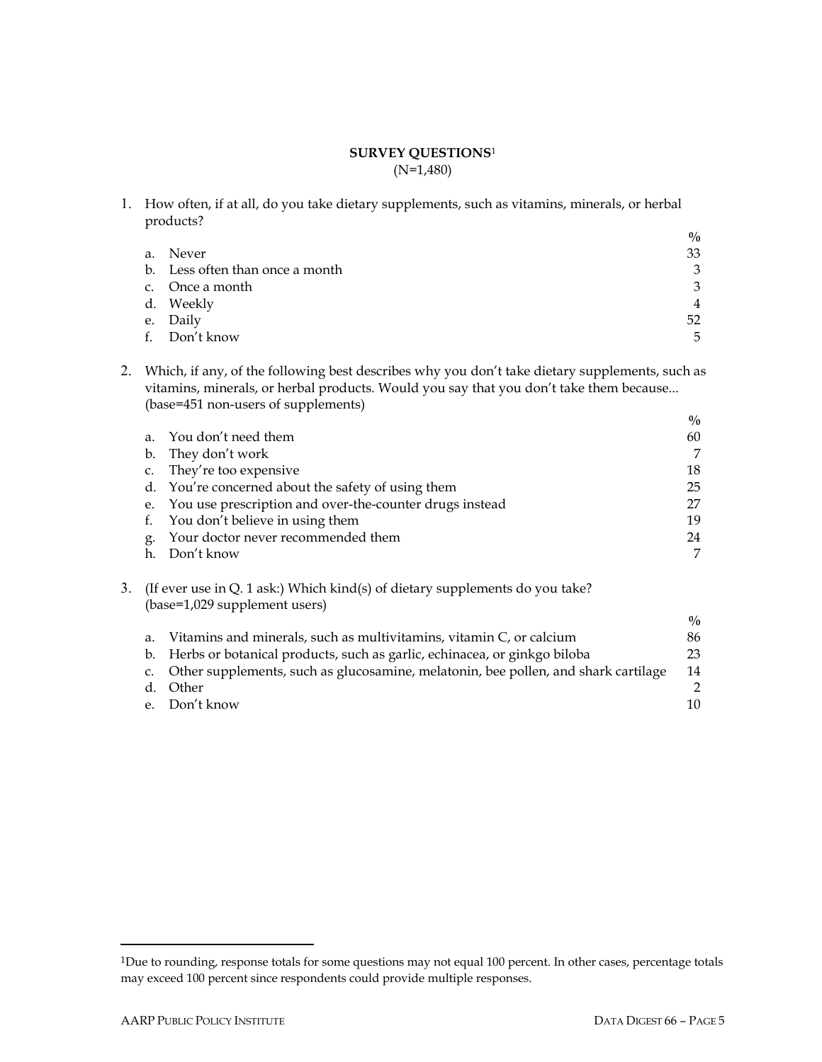## SURVEY QUESTIONS[1]

(N=1,480)

1. How often, if at all, do you take dietary supplements, such as vitamins, minerals, or herbal products?

| | | % |
|---|---|---|
| a. | Never | 33 |
| b. | Less often than once a month | 3 |
| c. | Once a month | 3 |
| d. | Weekly | 4 |
| e. | Daily | 52 |
| f. | Don't know | 5 |

2. Which, if any, of the following best describes why you don't take dietary supplements, such as vitamins, minerals, or herbal products. Would you say that you don't take them because... (base=451 non-users of supplements)

| | | % |
|---|---|---|
| a. | You don't need them | 60 |
| b. | They don't work | 7 |
| c. | They're too expensive | 18 |
| d. | You're concerned about the safety of using them | 25 |
| e. | You use prescription and over-the-counter drugs instead | 27 |
| f. | You don't believe in using them | 19 |
| g. | Your doctor never recommended them | 24 |
| h. | Don't know | 7 |

3. (If ever use in Q. 1 ask:) Which kind(s) of dietary supplements do you take? (base=1,029 supplement users)

| | | % |
|---|---|---|
| a. | Vitamins and minerals, such as multivitamins, vitamin C, or calcium | 86 |
| b. | Herbs or botanical products, such as garlic, echinacea, or ginkgo biloba | 23 |
| c. | Other supplements, such as glucosamine, melatonin, bee pollen, and shark cartilage | 14 |
| d. | Other | 2 |
| e. | Don't know | 10 |

[1]Due to rounding, response totals for some questions may not equal 100 percent. In other cases, percentage totals may exceed 100 percent since respondents could provide multiple responses.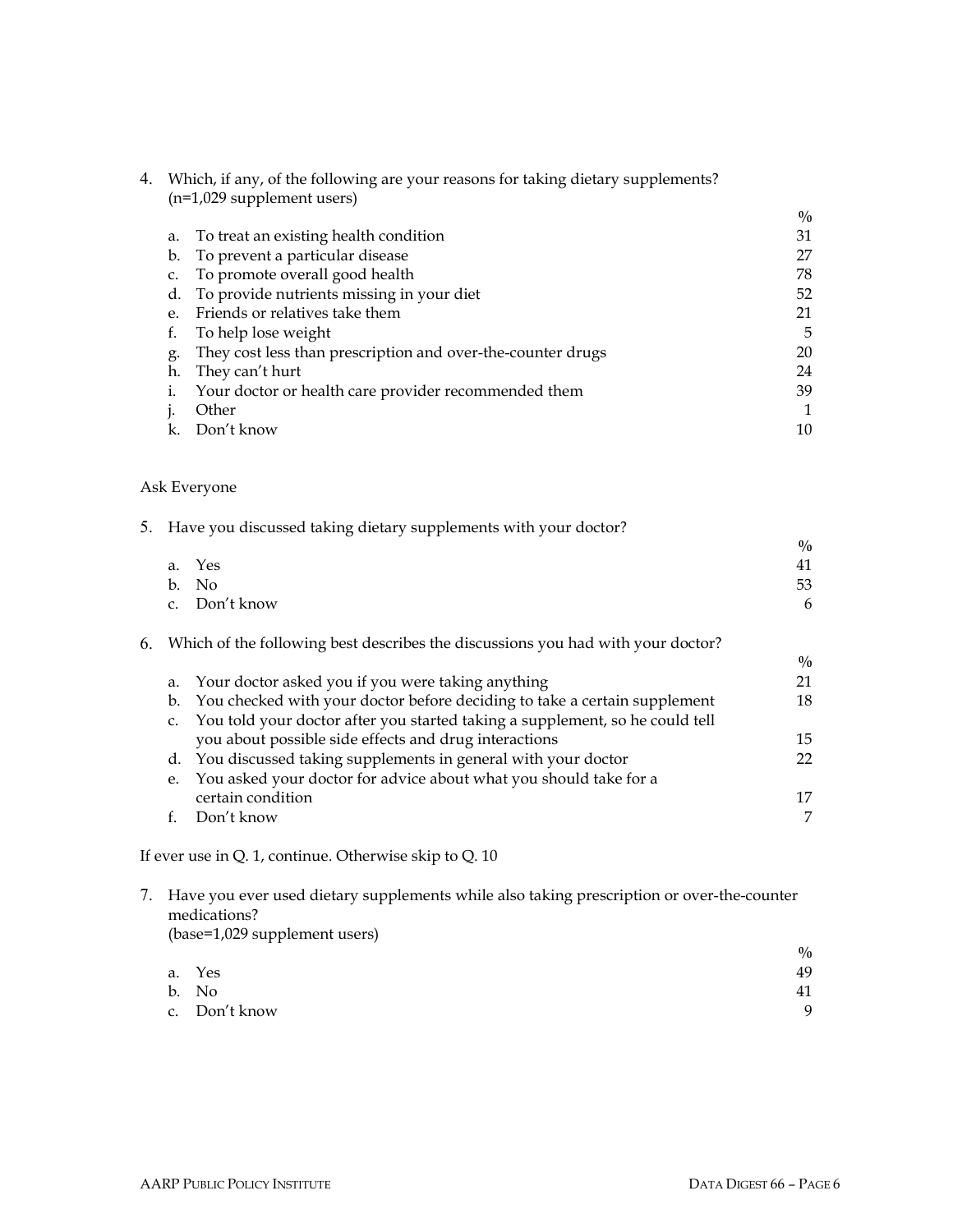4. Which, if any, of the following are your reasons for taking dietary supplements? (n=1,029 supplement users)

| | | % |
|---|---|---|
| a. | To treat an existing health condition | 31 |
| b. | To prevent a particular disease | 27 |
| c. | To promote overall good health | 78 |
| d. | To provide nutrients missing in your diet | 52 |
| e. | Friends or relatives take them | 21 |
| f. | To help lose weight | 5 |
| g. | They cost less than prescription and over-the-counter drugs | 20 |
| h. | They can't hurt | 24 |
| i. | Your doctor or health care provider recommended them | 39 |
| j. | Other | 1 |
| k. | Don't know | 10 |

Ask Everyone

5. Have you discussed taking dietary supplements with your doctor?

| | | % |
|---|---|---|
| a. | Yes | 41 |
| b. | No | 53 |
| c. | Don't know | 6 |

6. Which of the following best describes the discussions you had with your doctor?

| | | % |
|---|---|---|
| a. | Your doctor asked you if you were taking anything | 21 |
| b. | You checked with your doctor before deciding to take a certain supplement | 18 |
| c. | You told your doctor after you started taking a supplement, so he could tell you about possible side effects and drug interactions | 15 |
| d. | You discussed taking supplements in general with your doctor | 22 |
| e. | You asked your doctor for advice about what you should take for a certain condition | 17 |
| f. | Don't know | 7 |

If ever use in Q. 1, continue. Otherwise skip to Q. 10

7. Have you ever used dietary supplements while also taking prescription or over-the-counter medications? (base=1,029 supplement users)

| | | % |
|---|---|---|
| a. | Yes | 49 |
| b. | No | 41 |
| c. | Don't know | 9 |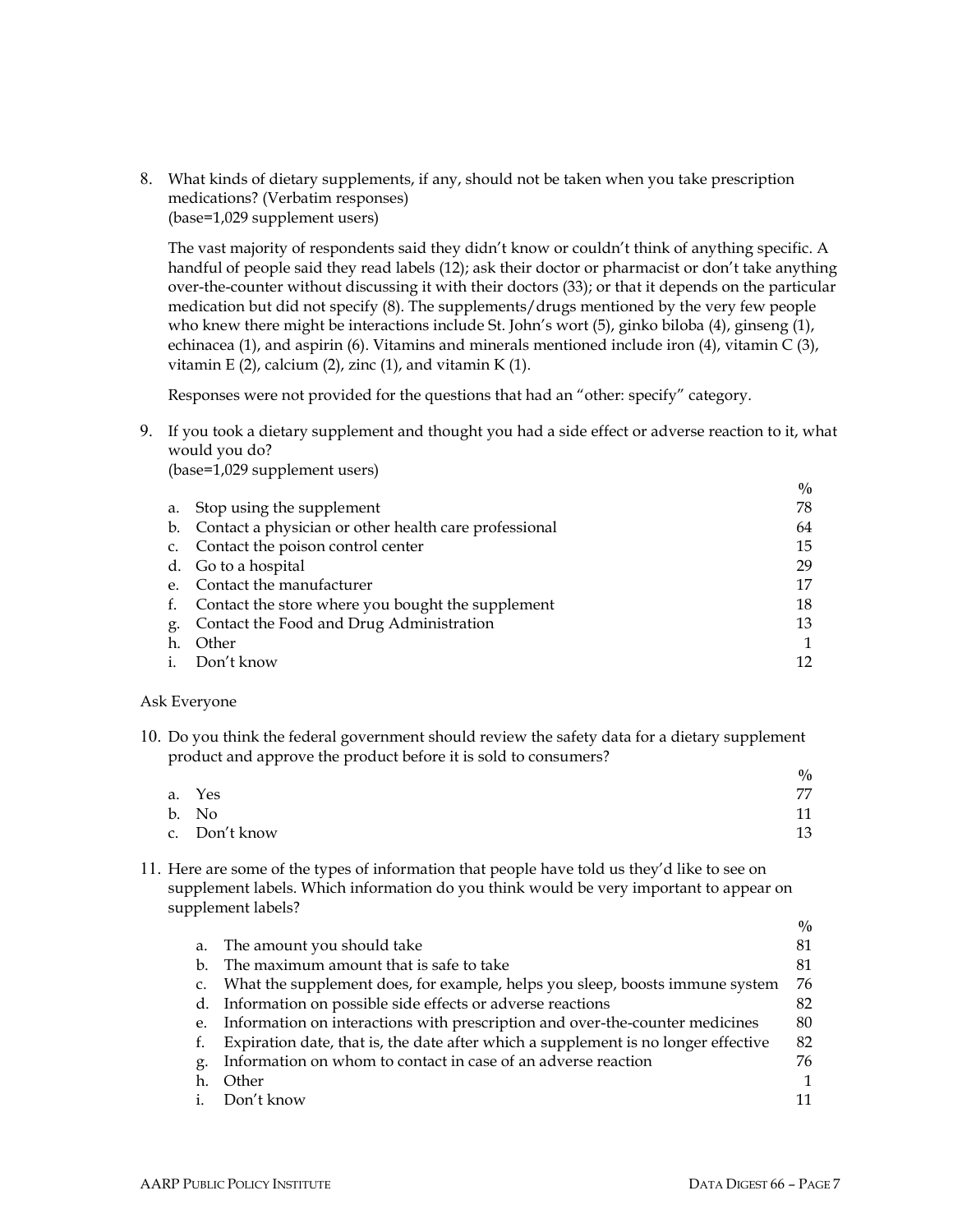8. What kinds of dietary supplements, if any, should not be taken when you take prescription medications? (Verbatim responses)
(base=1,029 supplement users)

The vast majority of respondents said they didn't know or couldn't think of anything specific. A handful of people said they read labels (12); ask their doctor or pharmacist or don't take anything over-the-counter without discussing it with their doctors (33); or that it depends on the particular medication but did not specify (8). The supplements/drugs mentioned by the very few people who knew there might be interactions include St. John's wort (5), ginko biloba (4), ginseng (1), echinacea (1), and aspirin (6). Vitamins and minerals mentioned include iron (4), vitamin C (3), vitamin E (2), calcium (2), zinc (1), and vitamin K (1).

Responses were not provided for the questions that had an "other: specify" category.

9. If you took a dietary supplement and thought you had a side effect or adverse reaction to it, what would you do?
(base=1,029 supplement users)

| | % |
|---|---|
| a. Stop using the supplement | 78 |
| b. Contact a physician or other health care professional | 64 |
| c. Contact the poison control center | 15 |
| d. Go to a hospital | 29 |
| e. Contact the manufacturer | 17 |
| f. Contact the store where you bought the supplement | 18 |
| g. Contact the Food and Drug Administration | 13 |
| h. Other | 1 |
| i. Don't know | 12 |

Ask Everyone

10. Do you think the federal government should review the safety data for a dietary supplement product and approve the product before it is sold to consumers?

| | % |
|---|---|
| a. Yes | 77 |
| b. No | 11 |
| c. Don't know | 13 |

11. Here are some of the types of information that people have told us they'd like to see on supplement labels. Which information do you think would be very important to appear on supplement labels?

| | % |
|---|---|
| a. The amount you should take | 81 |
| b. The maximum amount that is safe to take | 81 |
| c. What the supplement does, for example, helps you sleep, boosts immune system | 76 |
| d. Information on possible side effects or adverse reactions | 82 |
| e. Information on interactions with prescription and over-the-counter medicines | 80 |
| f. Expiration date, that is, the date after which a supplement is no longer effective | 82 |
| g. Information on whom to contact in case of an adverse reaction | 76 |
| h. Other | 1 |
| i. Don't know | 11 |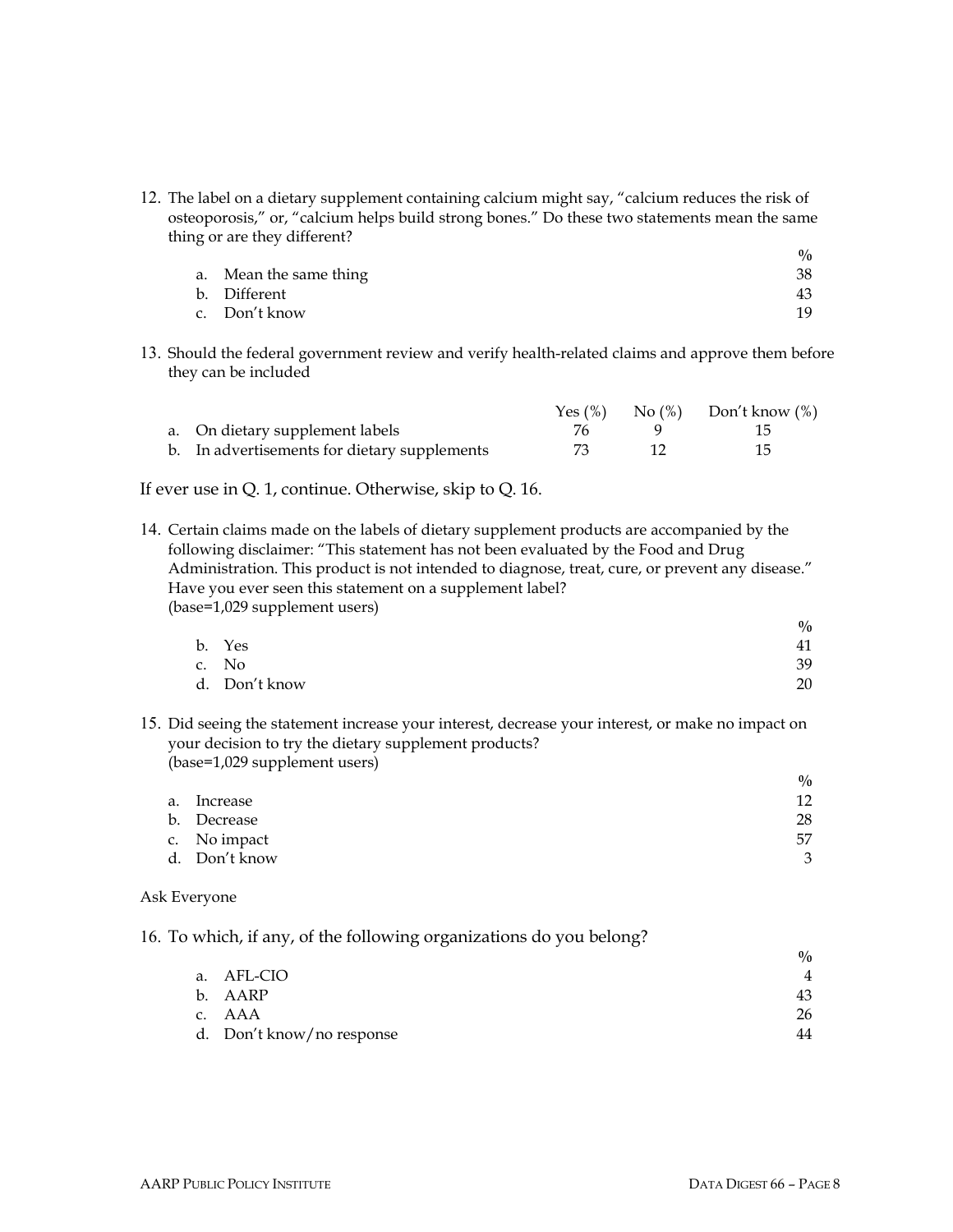12. The label on a dietary supplement containing calcium might say, "calcium reduces the risk of osteoporosis," or, "calcium helps build strong bones." Do these two statements mean the same thing or are they different?

| | % |
|---|---|
| a. Mean the same thing | 38 |
| b. Different | 43 |
| c. Don't know | 19 |

13. Should the federal government review and verify health-related claims and approve them before they can be included

| | Yes (%) | No (%) | Don't know (%) |
|---|---|---|---|
| a. On dietary supplement labels | 76 | 9 | 15 |
| b. In advertisements for dietary supplements | 73 | 12 | 15 |

If ever use in Q. 1, continue. Otherwise, skip to Q. 16.

14. Certain claims made on the labels of dietary supplement products are accompanied by the following disclaimer: "This statement has not been evaluated by the Food and Drug Administration. This product is not intended to diagnose, treat, cure, or prevent any disease." Have you ever seen this statement on a supplement label?
(base=1,029 supplement users)

| | % |
|---|---|
| b. Yes | 41 |
| c. No | 39 |
| d. Don't know | 20 |

15. Did seeing the statement increase your interest, decrease your interest, or make no impact on your decision to try the dietary supplement products?
(base=1,029 supplement users)

| | % |
|---|---|
| a. Increase | 12 |
| b. Decrease | 28 |
| c. No impact | 57 |
| d. Don't know | 3 |

Ask Everyone

16. To which, if any, of the following organizations do you belong?

| | % |
|---|---|
| a. AFL-CIO | 4 |
| b. AARP | 43 |
| c. AAA | 26 |
| d. Don't know/no response | 44 |